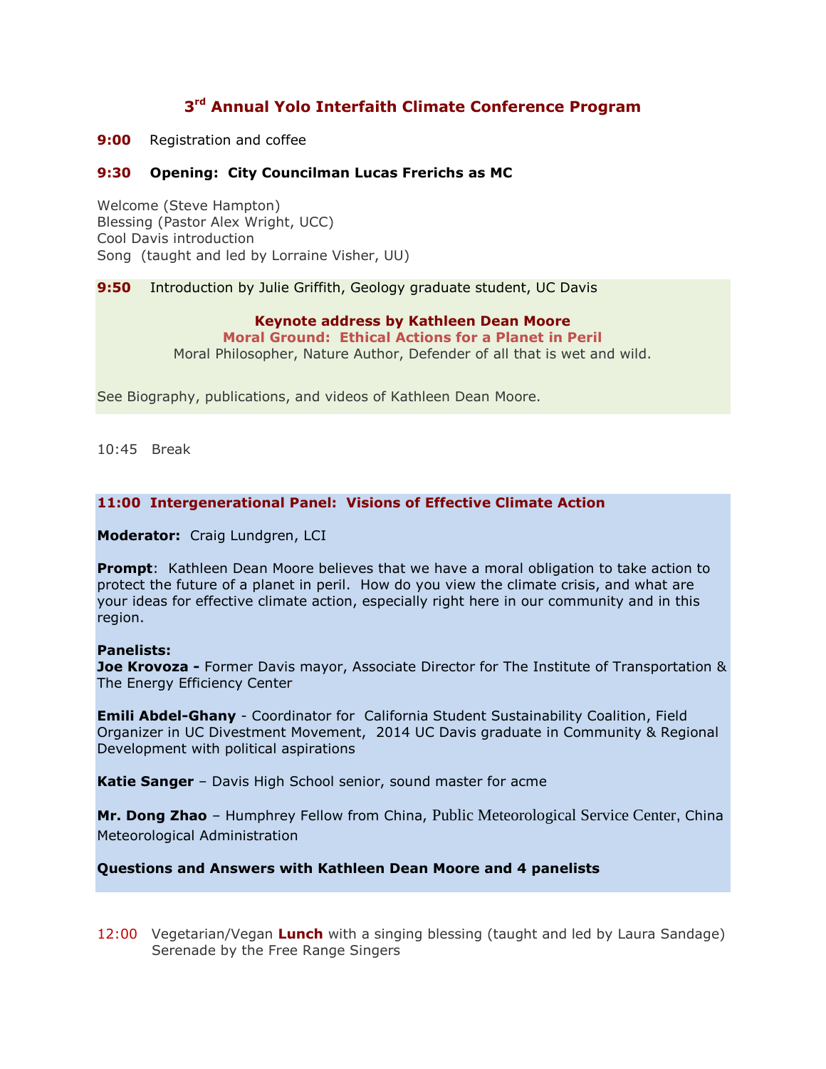# 3rd Annual Yolo Interfaith Climate Conference Program

**9:00** Registration and coffee

**9:30 Opening: City Councilman Lucas Frerichs as MC**

Welcome (Steve Hampton)
Blessing (Pastor Alex Wright, UCC)
Cool Davis introduction
Song (taught and led by Lorraine Visher, UU)

**9:50** Introduction by Julie Griffith, Geology graduate student, UC Davis

**Keynote address by Kathleen Dean Moore**
**Moral Ground: Ethical Actions for a Planet in Peril**
Moral Philosopher, Nature Author, Defender of all that is wet and wild.

See Biography, publications, and videos of Kathleen Dean Moore.

10:45 Break

**11:00 Intergenerational Panel: Visions of Effective Climate Action**

**Moderator:** Craig Lundgren, LCI

**Prompt**: Kathleen Dean Moore believes that we have a moral obligation to take action to protect the future of a planet in peril. How do you view the climate crisis, and what are your ideas for effective climate action, especially right here in our community and in this region.

**Panelists:**
**Joe Krovoza -** Former Davis mayor, Associate Director for The Institute of Transportation & The Energy Efficiency Center

**Emili Abdel-Ghany** - Coordinator for California Student Sustainability Coalition, Field Organizer in UC Divestment Movement, 2014 UC Davis graduate in Community & Regional Development with political aspirations

**Katie Sanger** – Davis High School senior, sound master for acme

**Mr. Dong Zhao** – Humphrey Fellow from China, Public Meteorological Service Center, China Meteorological Administration

**Questions and Answers with Kathleen Dean Moore and 4 panelists**

12:00 Vegetarian/Vegan **Lunch** with a singing blessing (taught and led by Laura Sandage)
Serenade by the Free Range Singers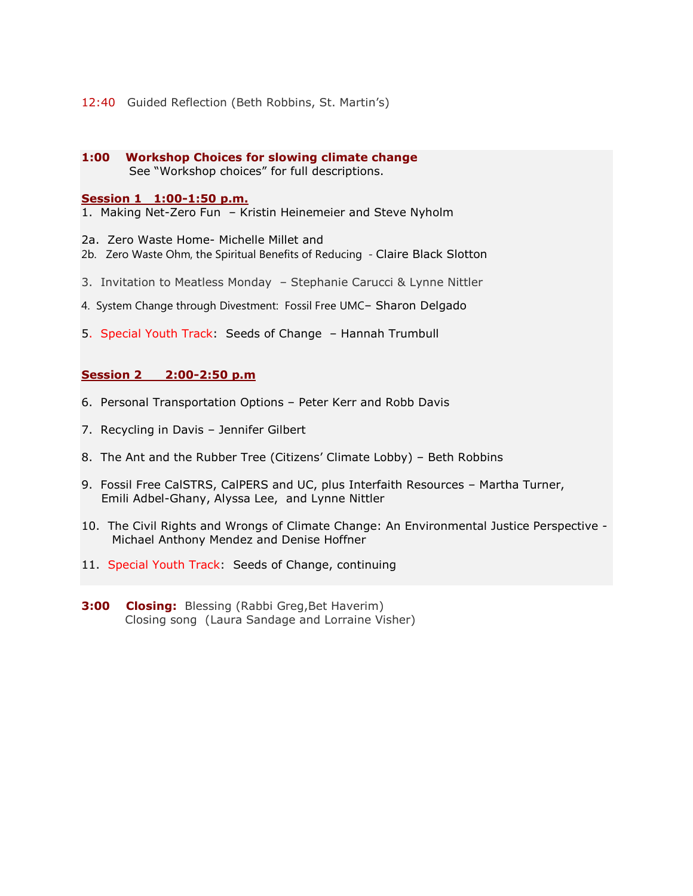12:40 Guided Reflection (Beth Robbins, St. Martin's)

**1:00 Workshop Choices for slowing climate change**
See "Workshop choices" for full descriptions.

**Session 1 1:00-1:50 p.m.**

1. Making Net-Zero Fun – Kristin Heinemeier and Steve Nyholm

2a. Zero Waste Home- Michelle Millet and
2b. Zero Waste Ohm, the Spiritual Benefits of Reducing - Claire Black Slotton

3. Invitation to Meatless Monday – Stephanie Carucci & Lynne Nittler

4. System Change through Divestment: Fossil Free UMC– Sharon Delgado

5. Special Youth Track: Seeds of Change – Hannah Trumbull

**Session 2 2:00-2:50 p.m**

6. Personal Transportation Options – Peter Kerr and Robb Davis

7. Recycling in Davis – Jennifer Gilbert

8. The Ant and the Rubber Tree (Citizens' Climate Lobby) – Beth Robbins

9. Fossil Free CalSTRS, CalPERS and UC, plus Interfaith Resources – Martha Turner, Emili Adbel-Ghany, Alyssa Lee, and Lynne Nittler

10. The Civil Rights and Wrongs of Climate Change: An Environmental Justice Perspective - Michael Anthony Mendez and Denise Hoffner

11. Special Youth Track: Seeds of Change, continuing

**3:00 Closing:** Blessing (Rabbi Greg,Bet Haverim)
Closing song (Laura Sandage and Lorraine Visher)